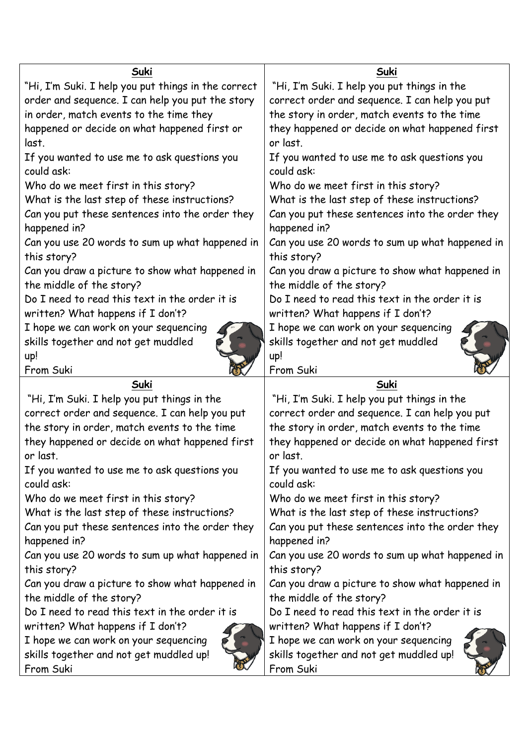## Suki

"Hi, I'm Suki. I help you put things in the correct order and sequence. I can help you put the story in order, match events to the time they happened or decide on what happened first or last.

If you wanted to use me to ask questions you could ask:

Who do we meet first in this story?

What is the last step of these instructions?

Can you put these sentences into the order they happened in?

Can you use 20 words to sum up what happened in this story?

Can you draw a picture to show what happened in the middle of the story?

Do I need to read this text in the order it is written? What happens if I don't?

I hope we can work on your sequencing skills together and not get muddled up!

From Suki

## Suki

"Hi, I'm Suki. I help you put things in the correct order and sequence. I can help you put the story in order, match events to the time they happened or decide on what happened first or last.

If you wanted to use me to ask questions you could ask:

Who do we meet first in this story?

What is the last step of these instructions?

Can you put these sentences into the order they happened in?

Can you use 20 words to sum up what happened in this story?

Can you draw a picture to show what happened in the middle of the story?

Do I need to read this text in the order it is written? What happens if I don't?

I hope we can work on your sequencing skills together and not get muddled up!

From Suki

## Suki

"Hi, I'm Suki. I help you put things in the correct order and sequence. I can help you put the story in order, match events to the time they happened or decide on what happened first or last.

If you wanted to use me to ask questions you could ask:

Who do we meet first in this story?

What is the last step of these instructions?

Can you put these sentences into the order they happened in?

Can you use 20 words to sum up what happened in this story?

Can you draw a picture to show what happened in the middle of the story?

Do I need to read this text in the order it is written? What happens if I don't?

I hope we can work on your sequencing skills together and not get muddled up!

From Suki

## Suki

"Hi, I'm Suki. I help you put things in the correct order and sequence. I can help you put the story in order, match events to the time they happened or decide on what happened first or last.

If you wanted to use me to ask questions you could ask:

Who do we meet first in this story?

What is the last step of these instructions?

Can you put these sentences into the order they happened in?

Can you use 20 words to sum up what happened in this story?

Can you draw a picture to show what happened in the middle of the story?

Do I need to read this text in the order it is written? What happens if I don't?

I hope we can work on your sequencing skills together and not get muddled up!

From Suki